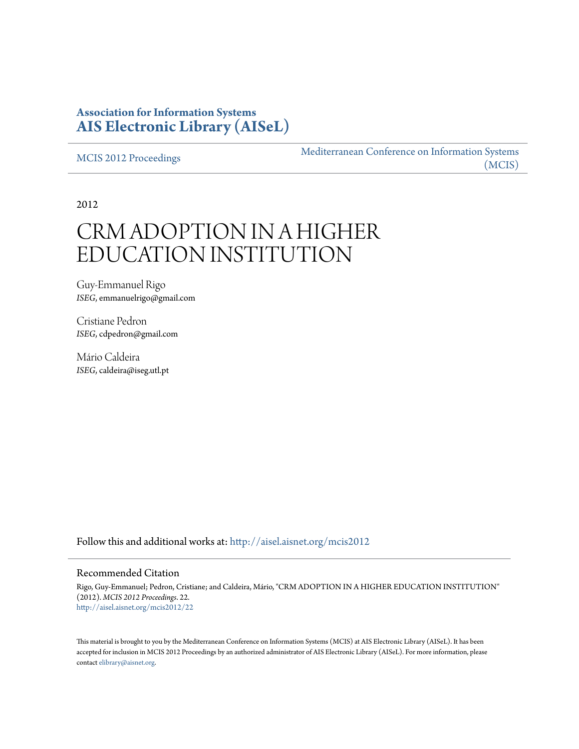**Association for Information Systems**
**AIS Electronic Library (AISeL)**

MCIS 2012 Proceedings

Mediterranean Conference on Information Systems (MCIS)

2012

# CRM ADOPTION IN A HIGHER EDUCATION INSTITUTION

Guy-Emmanuel Rigo
*ISEG*, emmanuelrigo@gmail.com

Cristiane Pedron
*ISEG*, cdpedron@gmail.com

Mário Caldeira
*ISEG*, caldeira@iseg.utl.pt

Follow this and additional works at: http://aisel.aisnet.org/mcis2012

## Recommended Citation

Rigo, Guy-Emmanuel; Pedron, Cristiane; and Caldeira, Mário, "CRM ADOPTION IN A HIGHER EDUCATION INSTITUTION" (2012). *MCIS 2012 Proceedings*. 22.
http://aisel.aisnet.org/mcis2012/22

This material is brought to you by the Mediterranean Conference on Information Systems (MCIS) at AIS Electronic Library (AISeL). It has been accepted for inclusion in MCIS 2012 Proceedings by an authorized administrator of AIS Electronic Library (AISeL). For more information, please contact elibrary@aisnet.org.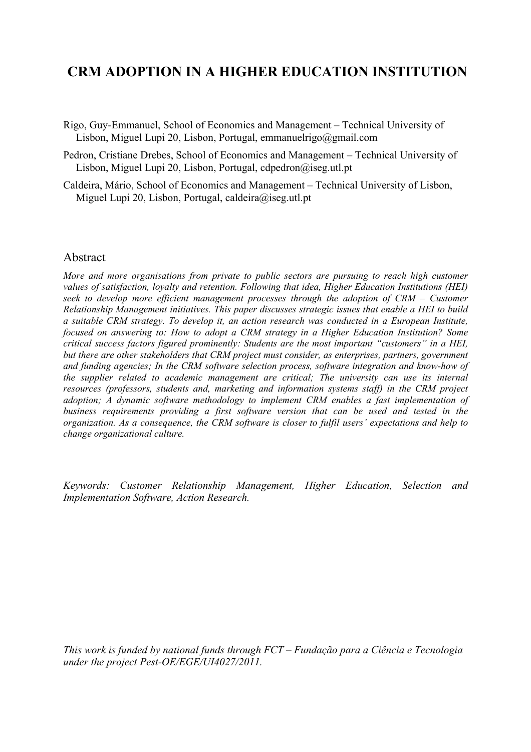# CRM ADOPTION IN A HIGHER EDUCATION INSTITUTION

Rigo, Guy-Emmanuel, School of Economics and Management – Technical University of Lisbon, Miguel Lupi 20, Lisbon, Portugal, emmanuelrigo@gmail.com

Pedron, Cristiane Drebes, School of Economics and Management – Technical University of Lisbon, Miguel Lupi 20, Lisbon, Portugal, cdpedron@iseg.utl.pt

Caldeira, Mário, School of Economics and Management – Technical University of Lisbon, Miguel Lupi 20, Lisbon, Portugal, caldeira@iseg.utl.pt

## Abstract

*More and more organisations from private to public sectors are pursuing to reach high customer values of satisfaction, loyalty and retention. Following that idea, Higher Education Institutions (HEI) seek to develop more efficient management processes through the adoption of CRM – Customer Relationship Management initiatives. This paper discusses strategic issues that enable a HEI to build a suitable CRM strategy. To develop it, an action research was conducted in a European Institute, focused on answering to: How to adopt a CRM strategy in a Higher Education Institution? Some critical success factors figured prominently: Students are the most important "customers" in a HEI, but there are other stakeholders that CRM project must consider, as enterprises, partners, government and funding agencies; In the CRM software selection process, software integration and know-how of the supplier related to academic management are critical; The university can use its internal resources (professors, students and, marketing and information systems staff) in the CRM project adoption; A dynamic software methodology to implement CRM enables a fast implementation of business requirements providing a first software version that can be used and tested in the organization. As a consequence, the CRM software is closer to fulfil users' expectations and help to change organizational culture.*

*Keywords: Customer Relationship Management, Higher Education, Selection and Implementation Software, Action Research.*

*This work is funded by national funds through FCT – Fundação para a Ciência e Tecnologia under the project Pest-OE/EGE/UI4027/2011.*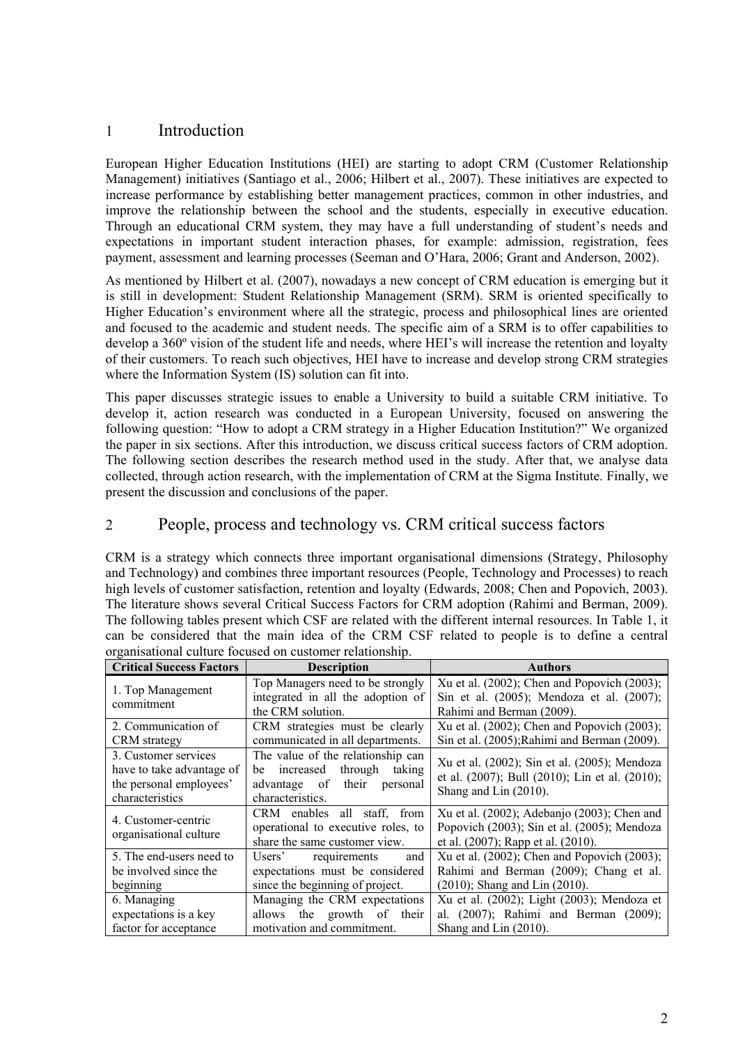## 1 Introduction

European Higher Education Institutions (HEI) are starting to adopt CRM (Customer Relationship Management) initiatives (Santiago et al., 2006; Hilbert et al., 2007). These initiatives are expected to increase performance by establishing better management practices, common in other industries, and improve the relationship between the school and the students, especially in executive education. Through an educational CRM system, they may have a full understanding of student's needs and expectations in important student interaction phases, for example: admission, registration, fees payment, assessment and learning processes (Seeman and O'Hara, 2006; Grant and Anderson, 2002).

As mentioned by Hilbert et al. (2007), nowadays a new concept of CRM education is emerging but it is still in development: Student Relationship Management (SRM). SRM is oriented specifically to Higher Education's environment where all the strategic, process and philosophical lines are oriented and focused to the academic and student needs. The specific aim of a SRM is to offer capabilities to develop a 360º vision of the student life and needs, where HEI's will increase the retention and loyalty of their customers. To reach such objectives, HEI have to increase and develop strong CRM strategies where the Information System (IS) solution can fit into.

This paper discusses strategic issues to enable a University to build a suitable CRM initiative. To develop it, action research was conducted in a European University, focused on answering the following question: "How to adopt a CRM strategy in a Higher Education Institution?" We organized the paper in six sections. After this introduction, we discuss critical success factors of CRM adoption. The following section describes the research method used in the study. After that, we analyse data collected, through action research, with the implementation of CRM at the Sigma Institute. Finally, we present the discussion and conclusions of the paper.

## 2 People, process and technology vs. CRM critical success factors

CRM is a strategy which connects three important organisational dimensions (Strategy, Philosophy and Technology) and combines three important resources (People, Technology and Processes) to reach high levels of customer satisfaction, retention and loyalty (Edwards, 2008; Chen and Popovich, 2003). The literature shows several Critical Success Factors for CRM adoption (Rahimi and Berman, 2009). The following tables present which CSF are related with the different internal resources. In Table 1, it can be considered that the main idea of the CRM CSF related to people is to define a central organisational culture focused on customer relationship.

| Critical Success Factors | Description | Authors |
|---|---|---|
| 1. Top Management commitment | Top Managers need to be strongly integrated in all the adoption of the CRM solution. | Xu et al. (2002); Chen and Popovich (2003); Sin et al. (2005); Mendoza et al. (2007); Rahimi and Berman (2009). |
| 2. Communication of CRM strategy | CRM strategies must be clearly communicated in all departments. | Xu et al. (2002); Chen and Popovich (2003); Sin et al. (2005);Rahimi and Berman (2009). |
| 3. Customer services have to take advantage of the personal employees' characteristics | The value of the relationship can be increased through taking advantage of their personal characteristics. | Xu et al. (2002); Sin et al. (2005); Mendoza et al. (2007); Bull (2010); Lin et al. (2010); Shang and Lin (2010). |
| 4. Customer-centric organisational culture | CRM enables all staff, from operational to executive roles, to share the same customer view. | Xu et al. (2002); Adebanjo (2003); Chen and Popovich (2003); Sin et al. (2005); Mendoza et al. (2007); Rapp et al. (2010). |
| 5. The end-users need to be involved since the beginning | Users' requirements and expectations must be considered since the beginning of project. | Xu et al. (2002); Chen and Popovich (2003); Rahimi and Berman (2009); Chang et al. (2010); Shang and Lin (2010). |
| 6. Managing expectations is a key factor for acceptance | Managing the CRM expectations allows the growth of their motivation and commitment. | Xu et al. (2002); Light (2003); Mendoza et al. (2007); Rahimi and Berman (2009); Shang and Lin (2010). |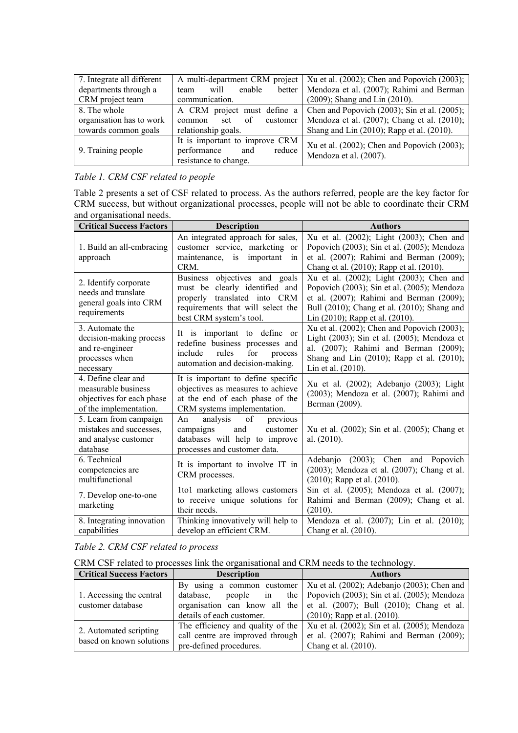| 7. Integrate all different departments through a CRM project team | A multi-department CRM project team will enable better communication. | Xu et al. (2002); Chen and Popovich (2003); Mendoza et al. (2007); Rahimi and Berman (2009); Shang and Lin (2010). |
|---|---|---|
| 8. The whole organisation has to work towards common goals | A CRM project must define a common set of customer relationship goals. | Chen and Popovich (2003); Sin et al. (2005); Mendoza et al. (2007); Chang et al. (2010); Shang and Lin (2010); Rapp et al. (2010). |
| 9. Training people | It is important to improve CRM performance and reduce resistance to change. | Xu et al. (2002); Chen and Popovich (2003); Mendoza et al. (2007). |

*Table 1. CRM CSF related to people*

Table 2 presents a set of CSF related to process. As the authors referred, people are the key factor for CRM success, but without organizational processes, people will not be able to coordinate their CRM and organisational needs.

| Critical Success Factors | Description | Authors |
|---|---|---|
| 1. Build an all-embracing approach | An integrated approach for sales, customer service, marketing or maintenance, is important in CRM. | Xu et al. (2002); Light (2003); Chen and Popovich (2003); Sin et al. (2005); Mendoza et al. (2007); Rahimi and Berman (2009); Chang et al. (2010); Rapp et al. (2010). |
| 2. Identify corporate needs and translate general goals into CRM requirements | Business objectives and goals must be clearly identified and properly translated into CRM requirements that will select the best CRM system's tool. | Xu et al. (2002); Light (2003); Chen and Popovich (2003); Sin et al. (2005); Mendoza et al. (2007); Rahimi and Berman (2009); Bull (2010); Chang et al. (2010); Shang and Lin (2010); Rapp et al. (2010). |
| 3. Automate the decision-making process and re-engineer processes when necessary | It is important to define or redefine business processes and include rules for process automation and decision-making. | Xu et al. (2002); Chen and Popovich (2003); Light (2003); Sin et al. (2005); Mendoza et al. (2007); Rahimi and Berman (2009); Shang and Lin (2010); Rapp et al. (2010); Lin et al. (2010). |
| 4. Define clear and measurable business objectives for each phase of the implementation. | It is important to define specific objectives as measures to achieve at the end of each phase of the CRM systems implementation. | Xu et al. (2002); Adebanjo (2003); Light (2003); Mendoza et al. (2007); Rahimi and Berman (2009). |
| 5. Learn from campaign mistakes and successes, and analyse customer database | An analysis of previous campaigns and customer databases will help to improve processes and customer data. | Xu et al. (2002); Sin et al. (2005); Chang et al. (2010). |
| 6. Technical competencies are multifunctional | It is important to involve IT in CRM processes. | Adebanjo (2003); Chen and Popovich (2003); Mendoza et al. (2007); Chang et al. (2010); Rapp et al. (2010). |
| 7. Develop one-to-one marketing | 1to1 marketing allows customers to receive unique solutions for their needs. | Sin et al. (2005); Mendoza et al. (2007); Rahimi and Berman (2009); Chang et al. (2010). |
| 8. Integrating innovation capabilities | Thinking innovatively will help to develop an efficient CRM. | Mendoza et al. (2007); Lin et al. (2010); Chang et al. (2010). |

*Table 2. CRM CSF related to process*

CRM CSF related to processes link the organisational and CRM needs to the technology.

| Critical Success Factors | Description | Authors |
|---|---|---|
| 1. Accessing the central customer database | By using a common customer database, people in the organisation can know all the details of each customer. | Xu et al. (2002); Adebanjo (2003); Chen and Popovich (2003); Sin et al. (2005); Mendoza et al. (2007); Bull (2010); Chang et al. (2010); Rapp et al. (2010). |
| 2. Automated scripting based on known solutions | The efficiency and quality of the call centre are improved through pre-defined procedures. | Xu et al. (2002); Sin et al. (2005); Mendoza et al. (2007); Rahimi and Berman (2009); Chang et al. (2010). |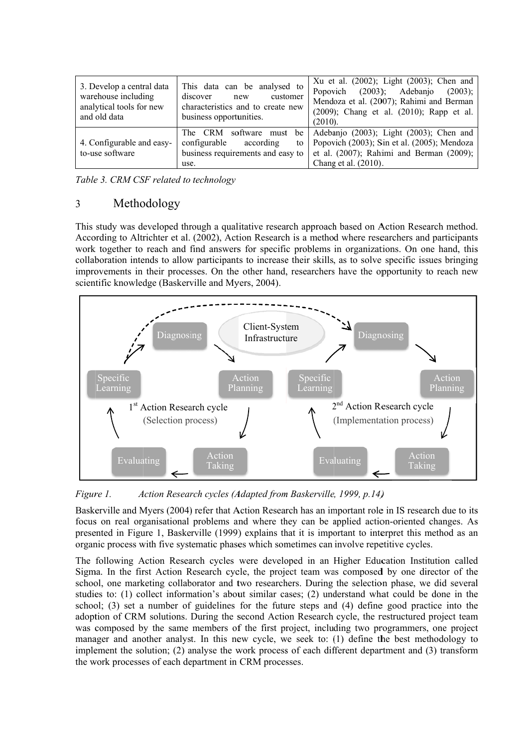| | | |
|---|---|---|
| 3. Develop a central data warehouse including analytical tools for new and old data | This data can be analysed to discover new customer characteristics and to create new business opportunities. | Xu et al. (2002); Light (2003); Chen and Popovich (2003); Adebanjo (2003); Mendoza et al. (2007); Rahimi and Berman (2009); Chang et al. (2010); Rapp et al. (2010). |
| 4. Configurable and easy-to-use software | The CRM software must be configurable according to business requirements and easy to use. | Adebanjo (2003); Light (2003); Chen and Popovich (2003); Sin et al. (2005); Mendoza et al. (2007); Rahimi and Berman (2009); Chang et al. (2010). |

*Table 3. CRM CSF related to technology*

## 3 Methodology

This study was developed through a qualitative research approach based on Action Research method. According to Altrichter et al. (2002), Action Research is a method where researchers and participants work together to reach and find answers for specific problems in organizations. On one hand, this collaboration intends to allow participants to increase their skills, as to solve specific issues bringing improvements in their processes. On the other hand, researchers have the opportunity to reach new scientific knowledge (Baskerville and Myers, 2004).

*Figure 1. Action Research cycles (Adapted from Baskerville, 1999, p.14)*

Baskerville and Myers (2004) refer that Action Research has an important role in IS research due to its focus on real organisational problems and where they can be applied action-oriented changes. As presented in Figure 1, Baskerville (1999) explains that it is important to interpret this method as an organic process with five systematic phases which sometimes can involve repetitive cycles.

The following Action Research cycles were developed in an Higher Education Institution called Sigma. In the first Action Research cycle, the project team was composed by one director of the school, one marketing collaborator and two researchers. During the selection phase, we did several studies to: (1) collect information's about similar cases; (2) understand what could be done in the school; (3) set a number of guidelines for the future steps and (4) define good practice into the adoption of CRM solutions. During the second Action Research cycle, the restructured project team was composed by the same members of the first project, including two programmers, one project manager and another analyst. In this new cycle, we seek to: (1) define the best methodology to implement the solution; (2) analyse the work process of each different department and (3) transform the work processes of each department in CRM processes.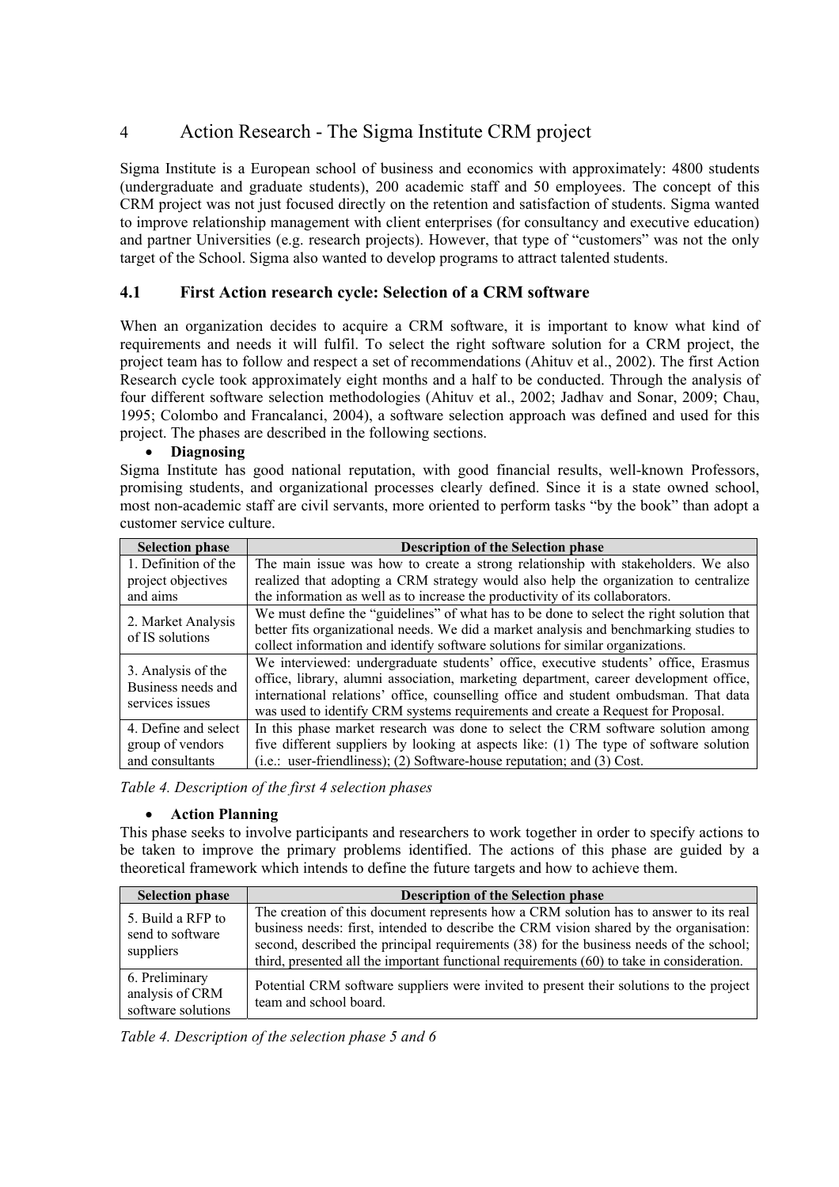# 4 Action Research - The Sigma Institute CRM project

Sigma Institute is a European school of business and economics with approximately: 4800 students (undergraduate and graduate students), 200 academic staff and 50 employees. The concept of this CRM project was not just focused directly on the retention and satisfaction of students. Sigma wanted to improve relationship management with client enterprises (for consultancy and executive education) and partner Universities (e.g. research projects). However, that type of "customers" was not the only target of the School. Sigma also wanted to develop programs to attract talented students.

## 4.1 First Action research cycle: Selection of a CRM software

When an organization decides to acquire a CRM software, it is important to know what kind of requirements and needs it will fulfil. To select the right software solution for a CRM project, the project team has to follow and respect a set of recommendations (Ahituv et al., 2002). The first Action Research cycle took approximately eight months and a half to be conducted. Through the analysis of four different software selection methodologies (Ahituv et al., 2002; Jadhav and Sonar, 2009; Chau, 1995; Colombo and Francalanci, 2004), a software selection approach was defined and used for this project. The phases are described in the following sections.

- **Diagnosing**

Sigma Institute has good national reputation, with good financial results, well-known Professors, promising students, and organizational processes clearly defined. Since it is a state owned school, most non-academic staff are civil servants, more oriented to perform tasks "by the book" than adopt a customer service culture.

| Selection phase | Description of the Selection phase |
|---|---|
| 1. Definition of the project objectives and aims | The main issue was how to create a strong relationship with stakeholders. We also realized that adopting a CRM strategy would also help the organization to centralize the information as well as to increase the productivity of its collaborators. |
| 2. Market Analysis of IS solutions | We must define the "guidelines" of what has to be done to select the right solution that better fits organizational needs. We did a market analysis and benchmarking studies to collect information and identify software solutions for similar organizations. |
| 3. Analysis of the Business needs and services issues | We interviewed: undergraduate students' office, executive students' office, Erasmus office, library, alumni association, marketing department, career development office, international relations' office, counselling office and student ombudsman. That data was used to identify CRM systems requirements and create a Request for Proposal. |
| 4. Define and select group of vendors and consultants | In this phase market research was done to select the CRM software solution among five different suppliers by looking at aspects like: (1) The type of software solution (i.e.: user-friendliness); (2) Software-house reputation; and (3) Cost. |

*Table 4. Description of the first 4 selection phases*

- **Action Planning**

This phase seeks to involve participants and researchers to work together in order to specify actions to be taken to improve the primary problems identified. The actions of this phase are guided by a theoretical framework which intends to define the future targets and how to achieve them.

| Selection phase | Description of the Selection phase |
|---|---|
| 5. Build a RFP to send to software suppliers | The creation of this document represents how a CRM solution has to answer to its real business needs: first, intended to describe the CRM vision shared by the organisation: second, described the principal requirements (38) for the business needs of the school; third, presented all the important functional requirements (60) to take in consideration. |
| 6. Preliminary analysis of CRM software solutions | Potential CRM software suppliers were invited to present their solutions to the project team and school board. |

*Table 4. Description of the selection phase 5 and 6*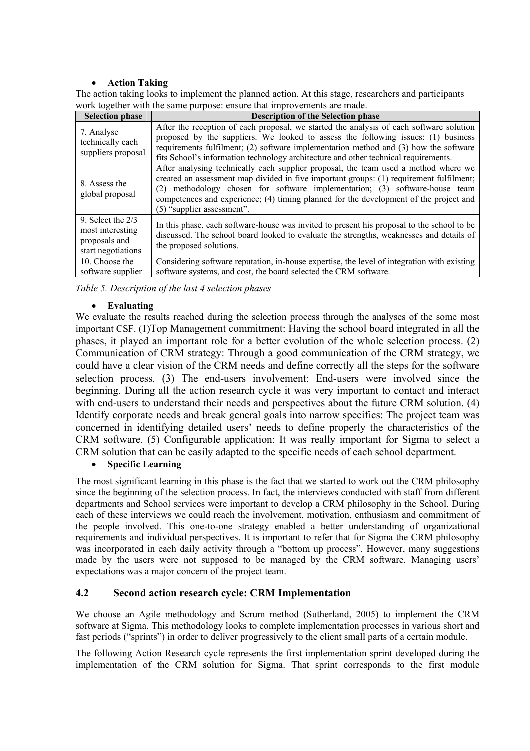- **Action Taking**

The action taking looks to implement the planned action. At this stage, researchers and participants work together with the same purpose: ensure that improvements are made.

| Selection phase | Description of the Selection phase |
|---|---|
| 7. Analyse technically each suppliers proposal | After the reception of each proposal, we started the analysis of each software solution proposed by the suppliers. We looked to assess the following issues: (1) business requirements fulfilment; (2) software implementation method and (3) how the software fits School's information technology architecture and other technical requirements. |
| 8. Assess the global proposal | After analysing technically each supplier proposal, the team used a method where we created an assessment map divided in five important groups: (1) requirement fulfilment; (2) methodology chosen for software implementation; (3) software-house team competences and experience; (4) timing planned for the development of the project and (5) "supplier assessment". |
| 9. Select the 2/3 most interesting proposals and start negotiations | In this phase, each software-house was invited to present his proposal to the school to be discussed. The school board looked to evaluate the strengths, weaknesses and details of the proposed solutions. |
| 10. Choose the software supplier | Considering software reputation, in-house expertise, the level of integration with existing software systems, and cost, the board selected the CRM software. |

*Table 5. Description of the last 4 selection phases*

- **Evaluating**

We evaluate the results reached during the selection process through the analyses of the some most important CSF. (1)Top Management commitment: Having the school board integrated in all the phases, it played an important role for a better evolution of the whole selection process. (2) Communication of CRM strategy: Through a good communication of the CRM strategy, we could have a clear vision of the CRM needs and define correctly all the steps for the software selection process. (3) The end-users involvement: End-users were involved since the beginning. During all the action research cycle it was very important to contact and interact with end-users to understand their needs and perspectives about the future CRM solution. (4) Identify corporate needs and break general goals into narrow specifics: The project team was concerned in identifying detailed users' needs to define properly the characteristics of the CRM software. (5) Configurable application: It was really important for Sigma to select a CRM solution that can be easily adapted to the specific needs of each school department.

- **Specific Learning**

The most significant learning in this phase is the fact that we started to work out the CRM philosophy since the beginning of the selection process. In fact, the interviews conducted with staff from different departments and School services were important to develop a CRM philosophy in the School. During each of these interviews we could reach the involvement, motivation, enthusiasm and commitment of the people involved. This one-to-one strategy enabled a better understanding of organizational requirements and individual perspectives. It is important to refer that for Sigma the CRM philosophy was incorporated in each daily activity through a "bottom up process". However, many suggestions made by the users were not supposed to be managed by the CRM software. Managing users' expectations was a major concern of the project team.

## 4.2 Second action research cycle: CRM Implementation

We choose an Agile methodology and Scrum method (Sutherland, 2005) to implement the CRM software at Sigma. This methodology looks to complete implementation processes in various short and fast periods ("sprints") in order to deliver progressively to the client small parts of a certain module.

The following Action Research cycle represents the first implementation sprint developed during the implementation of the CRM solution for Sigma. That sprint corresponds to the first module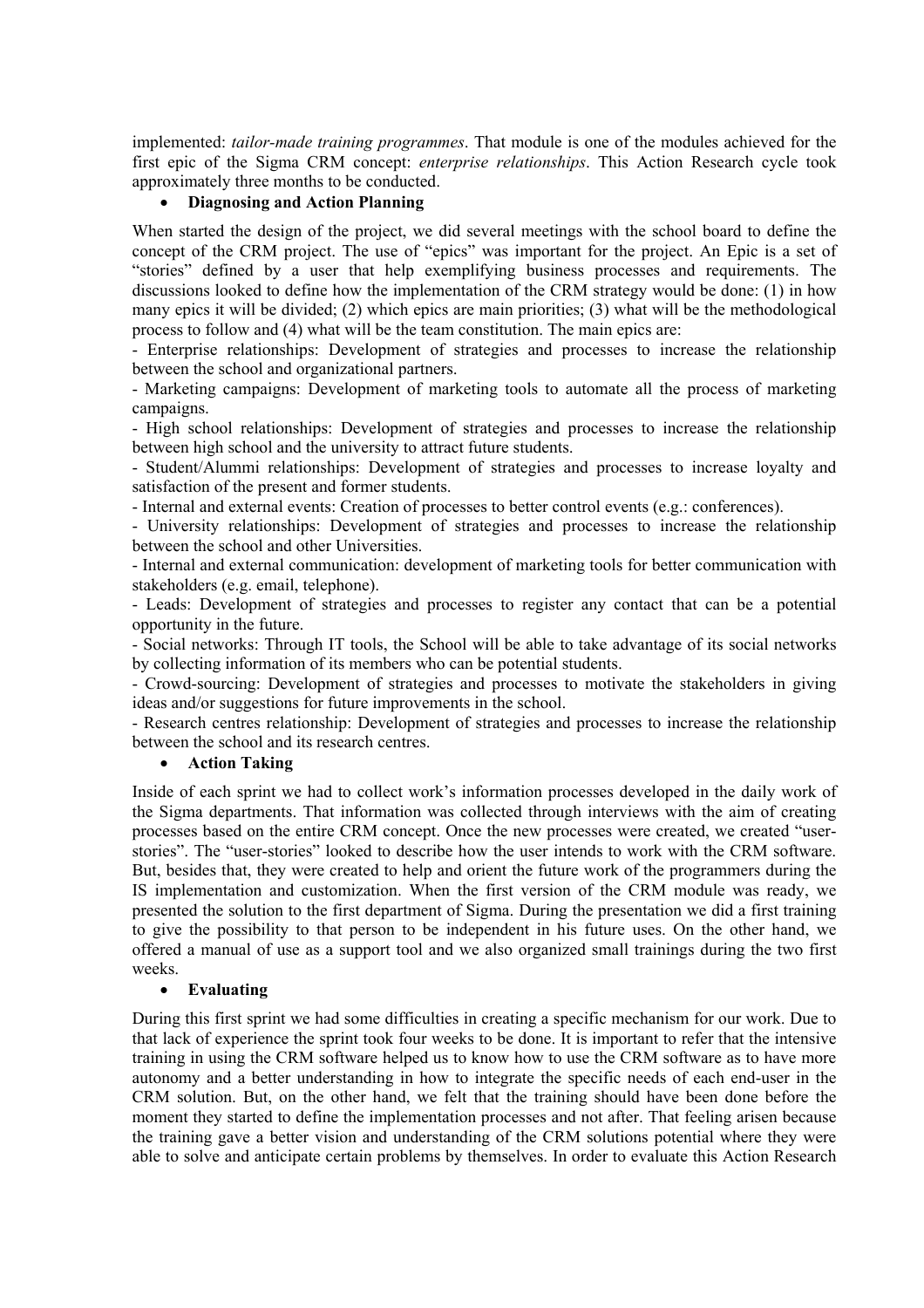implemented: *tailor-made training programmes*. That module is one of the modules achieved for the first epic of the Sigma CRM concept: *enterprise relationships*. This Action Research cycle took approximately three months to be conducted.

- **Diagnosing and Action Planning**

When started the design of the project, we did several meetings with the school board to define the concept of the CRM project. The use of "epics" was important for the project. An Epic is a set of "stories" defined by a user that help exemplifying business processes and requirements. The discussions looked to define how the implementation of the CRM strategy would be done: (1) in how many epics it will be divided; (2) which epics are main priorities; (3) what will be the methodological process to follow and (4) what will be the team constitution. The main epics are:

- Enterprise relationships: Development of strategies and processes to increase the relationship between the school and organizational partners.
- Marketing campaigns: Development of marketing tools to automate all the process of marketing campaigns.
- High school relationships: Development of strategies and processes to increase the relationship between high school and the university to attract future students.
- Student/Alummi relationships: Development of strategies and processes to increase loyalty and satisfaction of the present and former students.
- Internal and external events: Creation of processes to better control events (e.g.: conferences).
- University relationships: Development of strategies and processes to increase the relationship between the school and other Universities.
- Internal and external communication: development of marketing tools for better communication with stakeholders (e.g. email, telephone).
- Leads: Development of strategies and processes to register any contact that can be a potential opportunity in the future.
- Social networks: Through IT tools, the School will be able to take advantage of its social networks by collecting information of its members who can be potential students.
- Crowd-sourcing: Development of strategies and processes to motivate the stakeholders in giving ideas and/or suggestions for future improvements in the school.
- Research centres relationship: Development of strategies and processes to increase the relationship between the school and its research centres.

- **Action Taking**

Inside of each sprint we had to collect work's information processes developed in the daily work of the Sigma departments. That information was collected through interviews with the aim of creating processes based on the entire CRM concept. Once the new processes were created, we created "user-stories". The "user-stories" looked to describe how the user intends to work with the CRM software. But, besides that, they were created to help and orient the future work of the programmers during the IS implementation and customization. When the first version of the CRM module was ready, we presented the solution to the first department of Sigma. During the presentation we did a first training to give the possibility to that person to be independent in his future uses. On the other hand, we offered a manual of use as a support tool and we also organized small trainings during the two first weeks.

- **Evaluating**

During this first sprint we had some difficulties in creating a specific mechanism for our work. Due to that lack of experience the sprint took four weeks to be done. It is important to refer that the intensive training in using the CRM software helped us to know how to use the CRM software as to have more autonomy and a better understanding in how to integrate the specific needs of each end-user in the CRM solution. But, on the other hand, we felt that the training should have been done before the moment they started to define the implementation processes and not after. That feeling arisen because the training gave a better vision and understanding of the CRM solutions potential where they were able to solve and anticipate certain problems by themselves. In order to evaluate this Action Research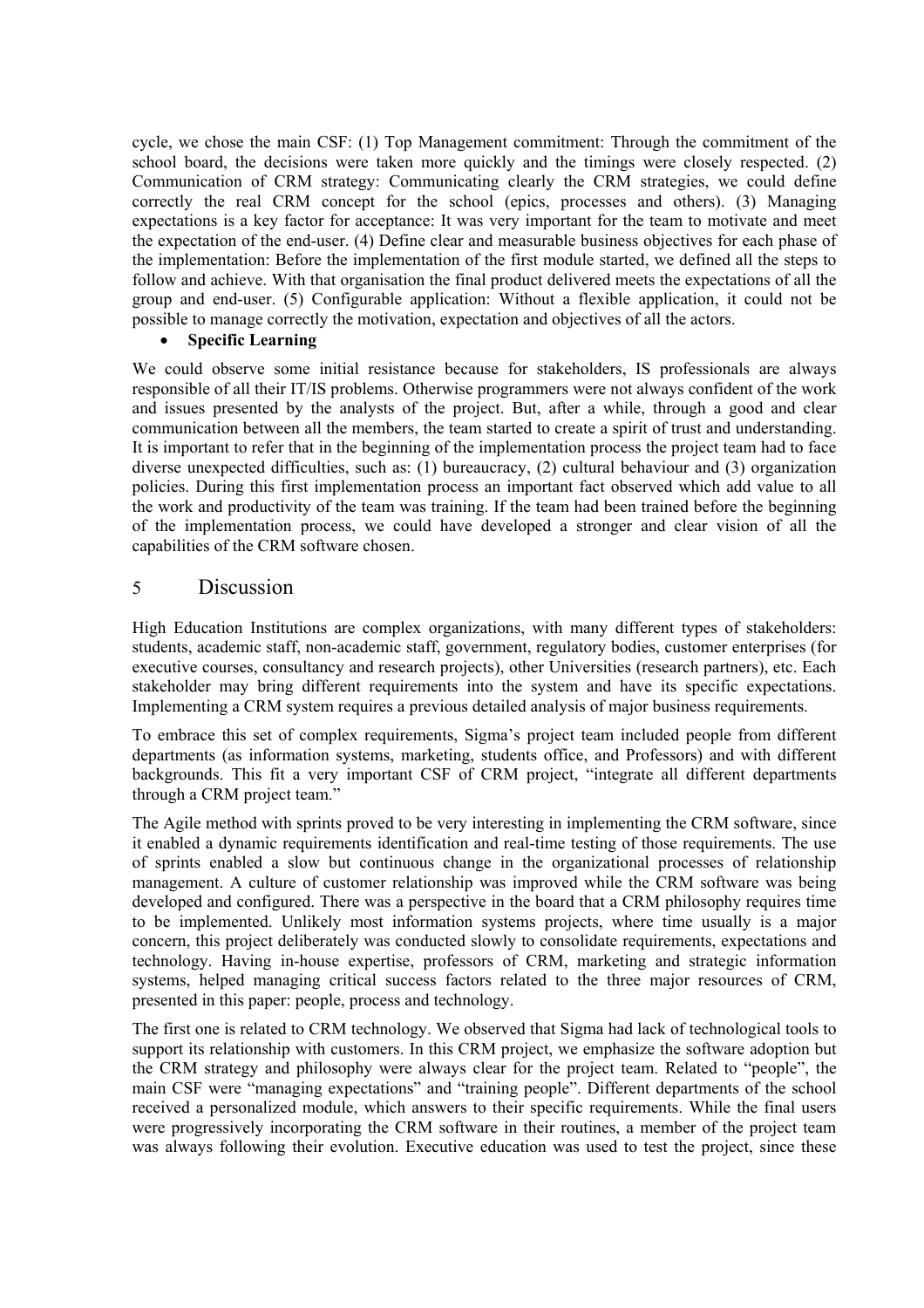cycle, we chose the main CSF: (1) Top Management commitment: Through the commitment of the school board, the decisions were taken more quickly and the timings were closely respected. (2) Communication of CRM strategy: Communicating clearly the CRM strategies, we could define correctly the real CRM concept for the school (epics, processes and others). (3) Managing expectations is a key factor for acceptance: It was very important for the team to motivate and meet the expectation of the end-user. (4) Define clear and measurable business objectives for each phase of the implementation: Before the implementation of the first module started, we defined all the steps to follow and achieve. With that organisation the final product delivered meets the expectations of all the group and end-user. (5) Configurable application: Without a flexible application, it could not be possible to manage correctly the motivation, expectation and objectives of all the actors.

- **Specific Learning**

We could observe some initial resistance because for stakeholders, IS professionals are always responsible of all their IT/IS problems. Otherwise programmers were not always confident of the work and issues presented by the analysts of the project. But, after a while, through a good and clear communication between all the members, the team started to create a spirit of trust and understanding. It is important to refer that in the beginning of the implementation process the project team had to face diverse unexpected difficulties, such as: (1) bureaucracy, (2) cultural behaviour and (3) organization policies. During this first implementation process an important fact observed which add value to all the work and productivity of the team was training. If the team had been trained before the beginning of the implementation process, we could have developed a stronger and clear vision of all the capabilities of the CRM software chosen.

## 5 Discussion

High Education Institutions are complex organizations, with many different types of stakeholders: students, academic staff, non-academic staff, government, regulatory bodies, customer enterprises (for executive courses, consultancy and research projects), other Universities (research partners), etc. Each stakeholder may bring different requirements into the system and have its specific expectations. Implementing a CRM system requires a previous detailed analysis of major business requirements.

To embrace this set of complex requirements, Sigma's project team included people from different departments (as information systems, marketing, students office, and Professors) and with different backgrounds. This fit a very important CSF of CRM project, "integrate all different departments through a CRM project team."

The Agile method with sprints proved to be very interesting in implementing the CRM software, since it enabled a dynamic requirements identification and real-time testing of those requirements. The use of sprints enabled a slow but continuous change in the organizational processes of relationship management. A culture of customer relationship was improved while the CRM software was being developed and configured. There was a perspective in the board that a CRM philosophy requires time to be implemented. Unlikely most information systems projects, where time usually is a major concern, this project deliberately was conducted slowly to consolidate requirements, expectations and technology. Having in-house expertise, professors of CRM, marketing and strategic information systems, helped managing critical success factors related to the three major resources of CRM, presented in this paper: people, process and technology.

The first one is related to CRM technology. We observed that Sigma had lack of technological tools to support its relationship with customers. In this CRM project, we emphasize the software adoption but the CRM strategy and philosophy were always clear for the project team. Related to "people", the main CSF were "managing expectations" and "training people". Different departments of the school received a personalized module, which answers to their specific requirements. While the final users were progressively incorporating the CRM software in their routines, a member of the project team was always following their evolution. Executive education was used to test the project, since these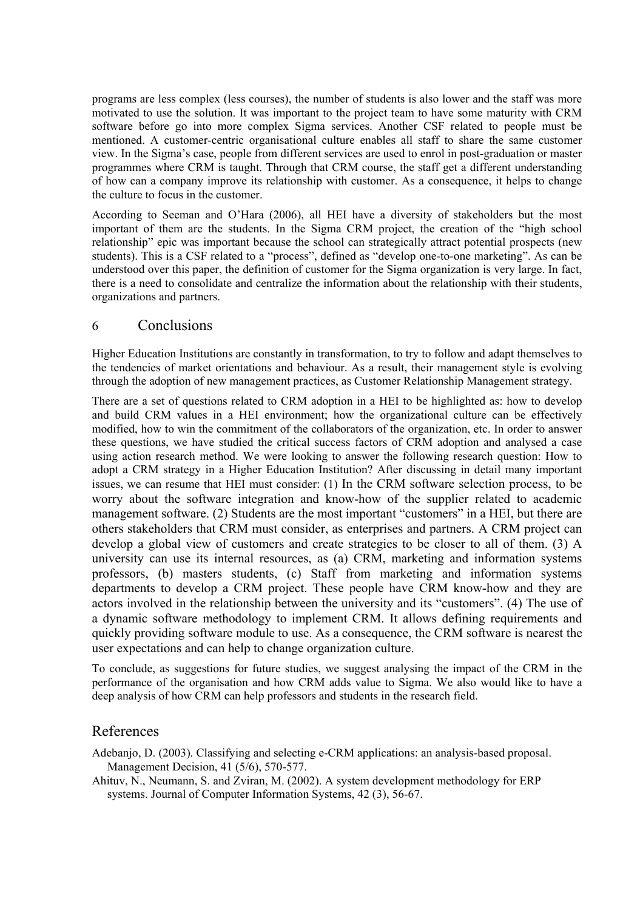programs are less complex (less courses), the number of students is also lower and the staff was more motivated to use the solution. It was important to the project team to have some maturity with CRM software before go into more complex Sigma services. Another CSF related to people must be mentioned. A customer-centric organisational culture enables all staff to share the same customer view. In the Sigma's case, people from different services are used to enrol in post-graduation or master programmes where CRM is taught. Through that CRM course, the staff get a different understanding of how can a company improve its relationship with customer. As a consequence, it helps to change the culture to focus in the customer.

According to Seeman and O'Hara (2006), all HEI have a diversity of stakeholders but the most important of them are the students. In the Sigma CRM project, the creation of the "high school relationship" epic was important because the school can strategically attract potential prospects (new students). This is a CSF related to a "process", defined as "develop one-to-one marketing". As can be understood over this paper, the definition of customer for the Sigma organization is very large. In fact, there is a need to consolidate and centralize the information about the relationship with their students, organizations and partners.

## 6 Conclusions

Higher Education Institutions are constantly in transformation, to try to follow and adapt themselves to the tendencies of market orientations and behaviour. As a result, their management style is evolving through the adoption of new management practices, as Customer Relationship Management strategy.

There are a set of questions related to CRM adoption in a HEI to be highlighted as: how to develop and build CRM values in a HEI environment; how the organizational culture can be effectively modified, how to win the commitment of the collaborators of the organization, etc. In order to answer these questions, we have studied the critical success factors of CRM adoption and analysed a case using action research method. We were looking to answer the following research question: How to adopt a CRM strategy in a Higher Education Institution? After discussing in detail many important issues, we can resume that HEI must consider: (1) In the CRM software selection process, to be worry about the software integration and know-how of the supplier related to academic management software. (2) Students are the most important "customers" in a HEI, but there are others stakeholders that CRM must consider, as enterprises and partners. A CRM project can develop a global view of customers and create strategies to be closer to all of them. (3) A university can use its internal resources, as (a) CRM, marketing and information systems professors, (b) masters students, (c) Staff from marketing and information systems departments to develop a CRM project. These people have CRM know-how and they are actors involved in the relationship between the university and its "customers". (4) The use of a dynamic software methodology to implement CRM. It allows defining requirements and quickly providing software module to use. As a consequence, the CRM software is nearest the user expectations and can help to change organization culture.

To conclude, as suggestions for future studies, we suggest analysing the impact of the CRM in the performance of the organisation and how CRM adds value to Sigma. We also would like to have a deep analysis of how CRM can help professors and students in the research field.

## References

Adebanjo, D. (2003). Classifying and selecting e-CRM applications: an analysis-based proposal. Management Decision, 41 (5/6), 570-577.

Ahituv, N., Neumann, S. and Zviran, M. (2002). A system development methodology for ERP systems. Journal of Computer Information Systems, 42 (3), 56-67.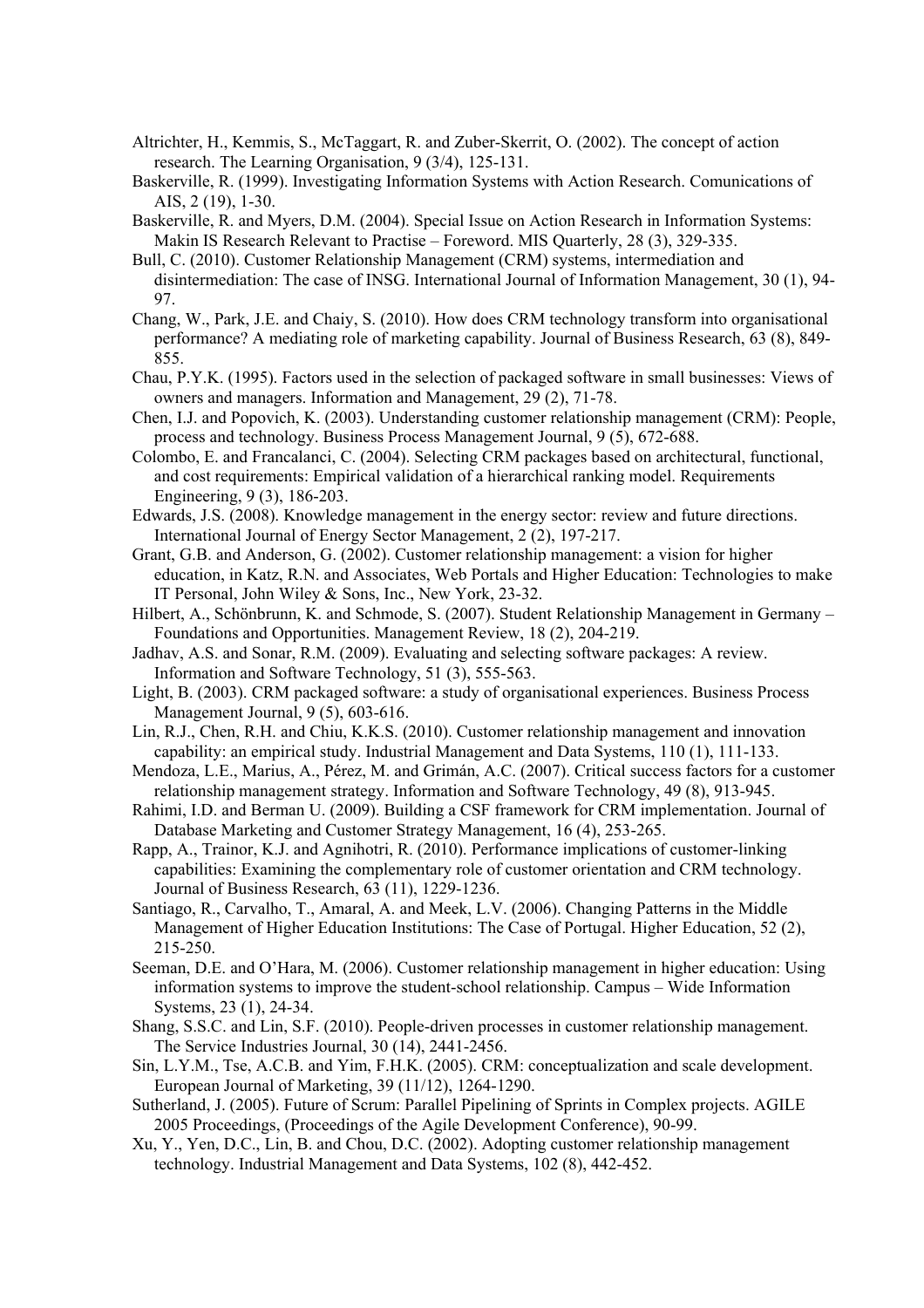Altrichter, H., Kemmis, S., McTaggart, R. and Zuber-Skerrit, O. (2002). The concept of action research. The Learning Organisation, 9 (3/4), 125-131.

Baskerville, R. (1999). Investigating Information Systems with Action Research. Comunications of AIS, 2 (19), 1-30.

Baskerville, R. and Myers, D.M. (2004). Special Issue on Action Research in Information Systems: Makin IS Research Relevant to Practise – Foreword. MIS Quarterly, 28 (3), 329-335.

Bull, C. (2010). Customer Relationship Management (CRM) systems, intermediation and disintermediation: The case of INSG. International Journal of Information Management, 30 (1), 94-97.

Chang, W., Park, J.E. and Chaiy, S. (2010). How does CRM technology transform into organisational performance? A mediating role of marketing capability. Journal of Business Research, 63 (8), 849-855.

Chau, P.Y.K. (1995). Factors used in the selection of packaged software in small businesses: Views of owners and managers. Information and Management, 29 (2), 71-78.

Chen, I.J. and Popovich, K. (2003). Understanding customer relationship management (CRM): People, process and technology. Business Process Management Journal, 9 (5), 672-688.

Colombo, E. and Francalanci, C. (2004). Selecting CRM packages based on architectural, functional, and cost requirements: Empirical validation of a hierarchical ranking model. Requirements Engineering, 9 (3), 186-203.

Edwards, J.S. (2008). Knowledge management in the energy sector: review and future directions. International Journal of Energy Sector Management, 2 (2), 197-217.

Grant, G.B. and Anderson, G. (2002). Customer relationship management: a vision for higher education, in Katz, R.N. and Associates, Web Portals and Higher Education: Technologies to make IT Personal, John Wiley & Sons, Inc., New York, 23-32.

Hilbert, A., Schönbrunn, K. and Schmode, S. (2007). Student Relationship Management in Germany – Foundations and Opportunities. Management Review, 18 (2), 204-219.

Jadhav, A.S. and Sonar, R.M. (2009). Evaluating and selecting software packages: A review. Information and Software Technology, 51 (3), 555-563.

Light, B. (2003). CRM packaged software: a study of organisational experiences. Business Process Management Journal, 9 (5), 603-616.

Lin, R.J., Chen, R.H. and Chiu, K.K.S. (2010). Customer relationship management and innovation capability: an empirical study. Industrial Management and Data Systems, 110 (1), 111-133.

Mendoza, L.E., Marius, A., Pérez, M. and Grimán, A.C. (2007). Critical success factors for a customer relationship management strategy. Information and Software Technology, 49 (8), 913-945.

Rahimi, I.D. and Berman U. (2009). Building a CSF framework for CRM implementation. Journal of Database Marketing and Customer Strategy Management, 16 (4), 253-265.

Rapp, A., Trainor, K.J. and Agnihotri, R. (2010). Performance implications of customer-linking capabilities: Examining the complementary role of customer orientation and CRM technology. Journal of Business Research, 63 (11), 1229-1236.

Santiago, R., Carvalho, T., Amaral, A. and Meek, L.V. (2006). Changing Patterns in the Middle Management of Higher Education Institutions: The Case of Portugal. Higher Education, 52 (2), 215-250.

Seeman, D.E. and O'Hara, M. (2006). Customer relationship management in higher education: Using information systems to improve the student-school relationship. Campus – Wide Information Systems, 23 (1), 24-34.

Shang, S.S.C. and Lin, S.F. (2010). People-driven processes in customer relationship management. The Service Industries Journal, 30 (14), 2441-2456.

Sin, L.Y.M., Tse, A.C.B. and Yim, F.H.K. (2005). CRM: conceptualization and scale development. European Journal of Marketing, 39 (11/12), 1264-1290.

Sutherland, J. (2005). Future of Scrum: Parallel Pipelining of Sprints in Complex projects. AGILE 2005 Proceedings, (Proceedings of the Agile Development Conference), 90-99.

Xu, Y., Yen, D.C., Lin, B. and Chou, D.C. (2002). Adopting customer relationship management technology. Industrial Management and Data Systems, 102 (8), 442-452.